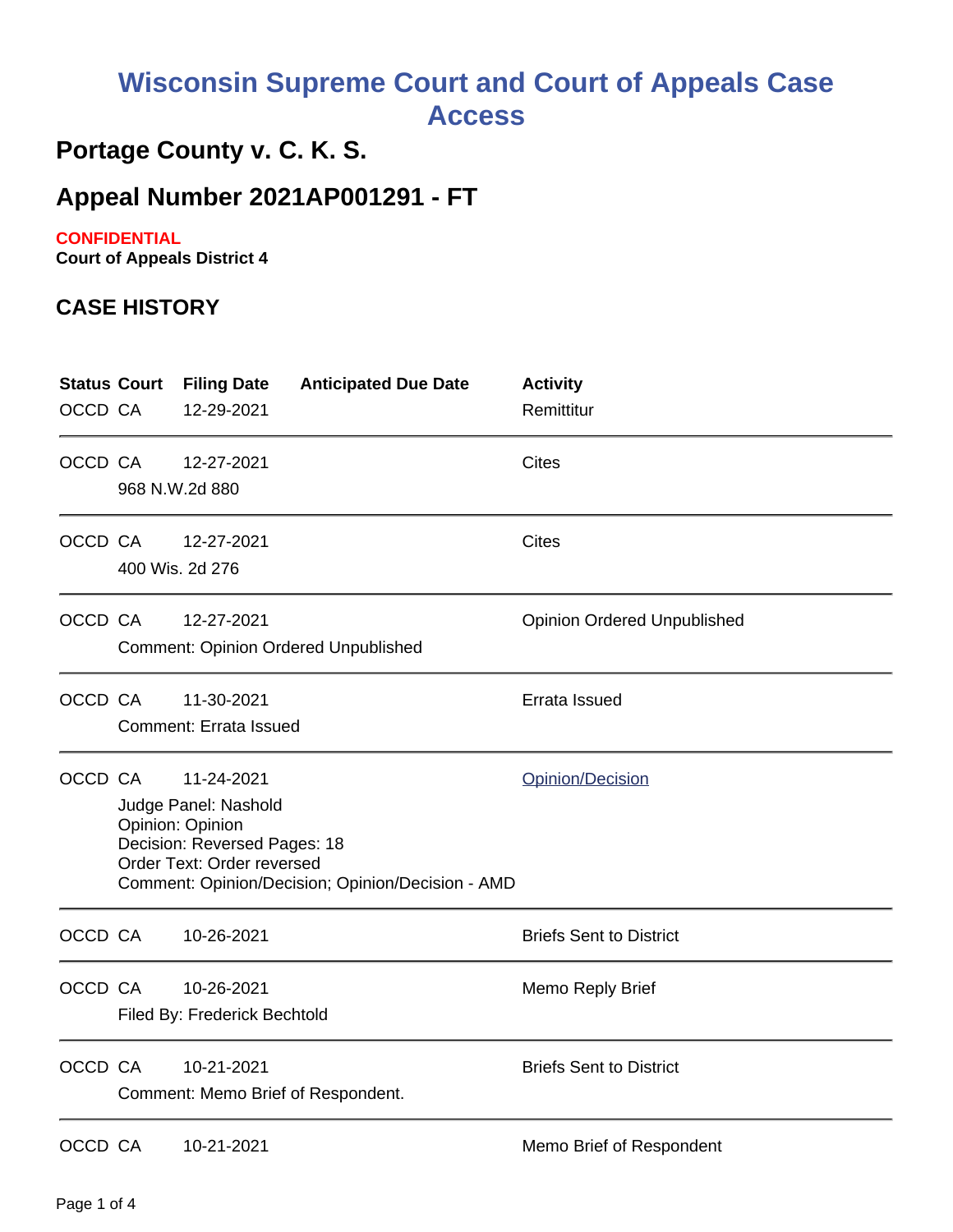# Wisconsin Supreme Court and Court of Appeals Case Access

## Portage County v. C. K. S.

## Appeal Number 2021AP001291 - FT

**CONFIDENTIAL**
**Court of Appeals District 4**

### CASE HISTORY

| Status | Court | Filing Date | Anticipated Due Date | Activity |
|---|---|---|---|---|
| OCCD | CA | 12-29-2021 | | Remittitur |
| OCCD | CA | 12-27-2021<br>968 N.W.2d 880 | | Cites |
| OCCD | CA | 12-27-2021<br>400 Wis. 2d 276 | | Cites |
| OCCD | CA | 12-27-2021<br>Comment: Opinion Ordered Unpublished | | Opinion Ordered Unpublished |
| OCCD | CA | 11-30-2021<br>Comment: Errata Issued | | Errata Issued |
| OCCD | CA | 11-24-2021<br>Judge Panel: Nashold<br>Opinion: Opinion<br>Decision: Reversed Pages: 18<br>Order Text: Order reversed<br>Comment: Opinion/Decision; Opinion/Decision - AMD | | Opinion/Decision |
| OCCD | CA | 10-26-2021 | | Briefs Sent to District |
| OCCD | CA | 10-26-2021<br>Filed By: Frederick Bechtold | | Memo Reply Brief |
| OCCD | CA | 10-21-2021<br>Comment: Memo Brief of Respondent. | | Briefs Sent to District |
| OCCD | CA | 10-21-2021 | | Memo Brief of Respondent |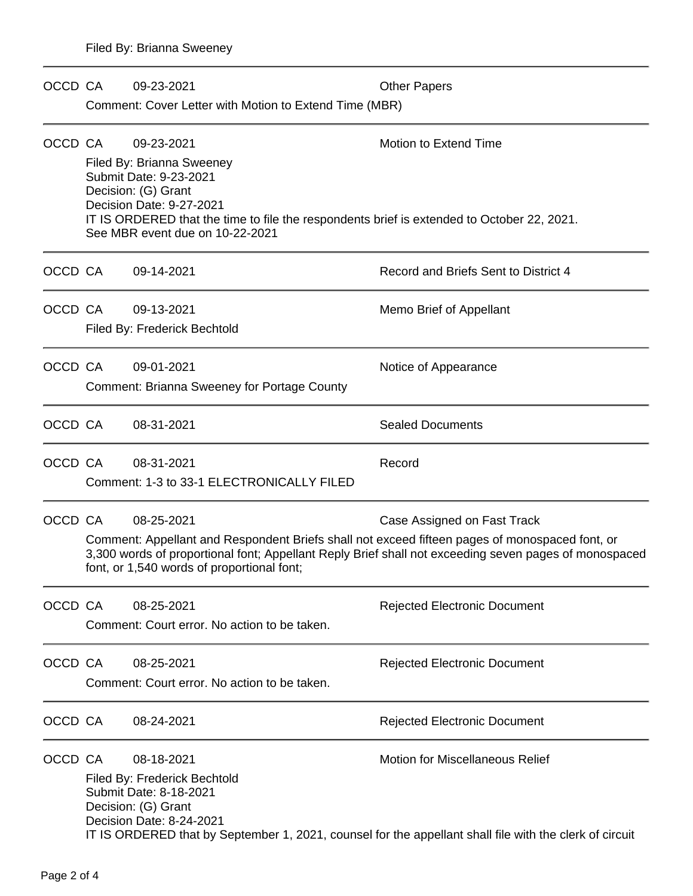Filed By: Brianna Sweeney

---

OCCD CA 09-23-2021 Other Papers

Comment: Cover Letter with Motion to Extend Time (MBR)

---

OCCD CA 09-23-2021 Motion to Extend Time

Filed By: Brianna Sweeney
Submit Date: 9-23-2021
Decision: (G) Grant
Decision Date: 9-27-2021
IT IS ORDERED that the time to file the respondents brief is extended to October 22, 2021.
See MBR event due on 10-22-2021

---

OCCD CA 09-14-2021 Record and Briefs Sent to District 4

---

OCCD CA 09-13-2021 Memo Brief of Appellant

Filed By: Frederick Bechtold

---

OCCD CA 09-01-2021 Notice of Appearance

Comment: Brianna Sweeney for Portage County

---

OCCD CA 08-31-2021 Sealed Documents

---

OCCD CA 08-31-2021 Record

Comment: 1-3 to 33-1 ELECTRONICALLY FILED

---

OCCD CA 08-25-2021 Case Assigned on Fast Track

Comment: Appellant and Respondent Briefs shall not exceed fifteen pages of monospaced font, or 3,300 words of proportional font; Appellant Reply Brief shall not exceeding seven pages of monospaced font, or 1,540 words of proportional font;

---

OCCD CA 08-25-2021 Rejected Electronic Document

Comment: Court error. No action to be taken.

---

OCCD CA 08-25-2021 Rejected Electronic Document

Comment: Court error. No action to be taken.

---

OCCD CA 08-24-2021 Rejected Electronic Document

---

OCCD CA 08-18-2021 Motion for Miscellaneous Relief

Filed By: Frederick Bechtold
Submit Date: 8-18-2021
Decision: (G) Grant
Decision Date: 8-24-2021
IT IS ORDERED that by September 1, 2021, counsel for the appellant shall file with the clerk of circuit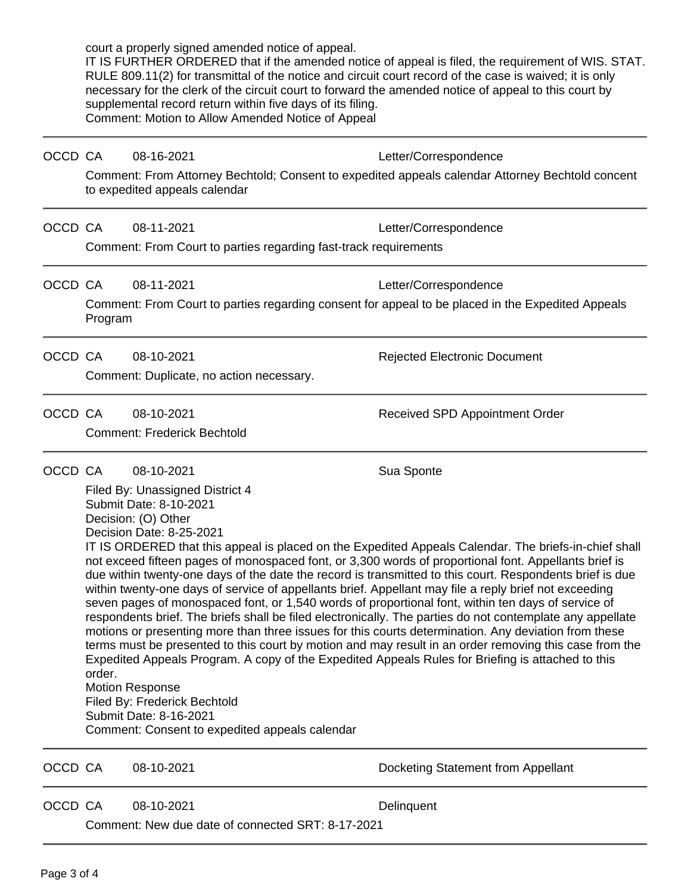court a properly signed amended notice of appeal.
IT IS FURTHER ORDERED that if the amended notice of appeal is filed, the requirement of WIS. STAT. RULE 809.11(2) for transmittal of the notice and circuit court record of the case is waived; it is only necessary for the clerk of the circuit court to forward the amended notice of appeal to this court by supplemental record return within five days of its filing.
Comment: Motion to Allow Amended Notice of Appeal

---

OCCD CA 08-16-2021 Letter/Correspondence

Comment: From Attorney Bechtold; Consent to expedited appeals calendar Attorney Bechtold concent to expedited appeals calendar

---

OCCD CA 08-11-2021 Letter/Correspondence

Comment: From Court to parties regarding fast-track requirements

---

OCCD CA 08-11-2021 Letter/Correspondence

Comment: From Court to parties regarding consent for appeal to be placed in the Expedited Appeals Program

---

OCCD CA 08-10-2021 Rejected Electronic Document

Comment: Duplicate, no action necessary.

---

OCCD CA 08-10-2021 Received SPD Appointment Order

Comment: Frederick Bechtold

---

OCCD CA 08-10-2021 Sua Sponte

Filed By: Unassigned District 4
Submit Date: 8-10-2021
Decision: (O) Other
Decision Date: 8-25-2021
IT IS ORDERED that this appeal is placed on the Expedited Appeals Calendar. The briefs-in-chief shall not exceed fifteen pages of monospaced font, or 3,300 words of proportional font. Appellants brief is due within twenty-one days of the date the record is transmitted to this court. Respondents brief is due within twenty-one days of service of appellants brief. Appellant may file a reply brief not exceeding seven pages of monospaced font, or 1,540 words of proportional font, within ten days of service of respondents brief. The briefs shall be filed electronically. The parties do not contemplate any appellate motions or presenting more than three issues for this courts determination. Any deviation from these terms must be presented to this court by motion and may result in an order removing this case from the Expedited Appeals Program. A copy of the Expedited Appeals Rules for Briefing is attached to this order.
Motion Response
Filed By: Frederick Bechtold
Submit Date: 8-16-2021
Comment: Consent to expedited appeals calendar

---

OCCD CA 08-10-2021 Docketing Statement from Appellant

---

OCCD CA 08-10-2021 Delinquent

Comment: New due date of connected SRT: 8-17-2021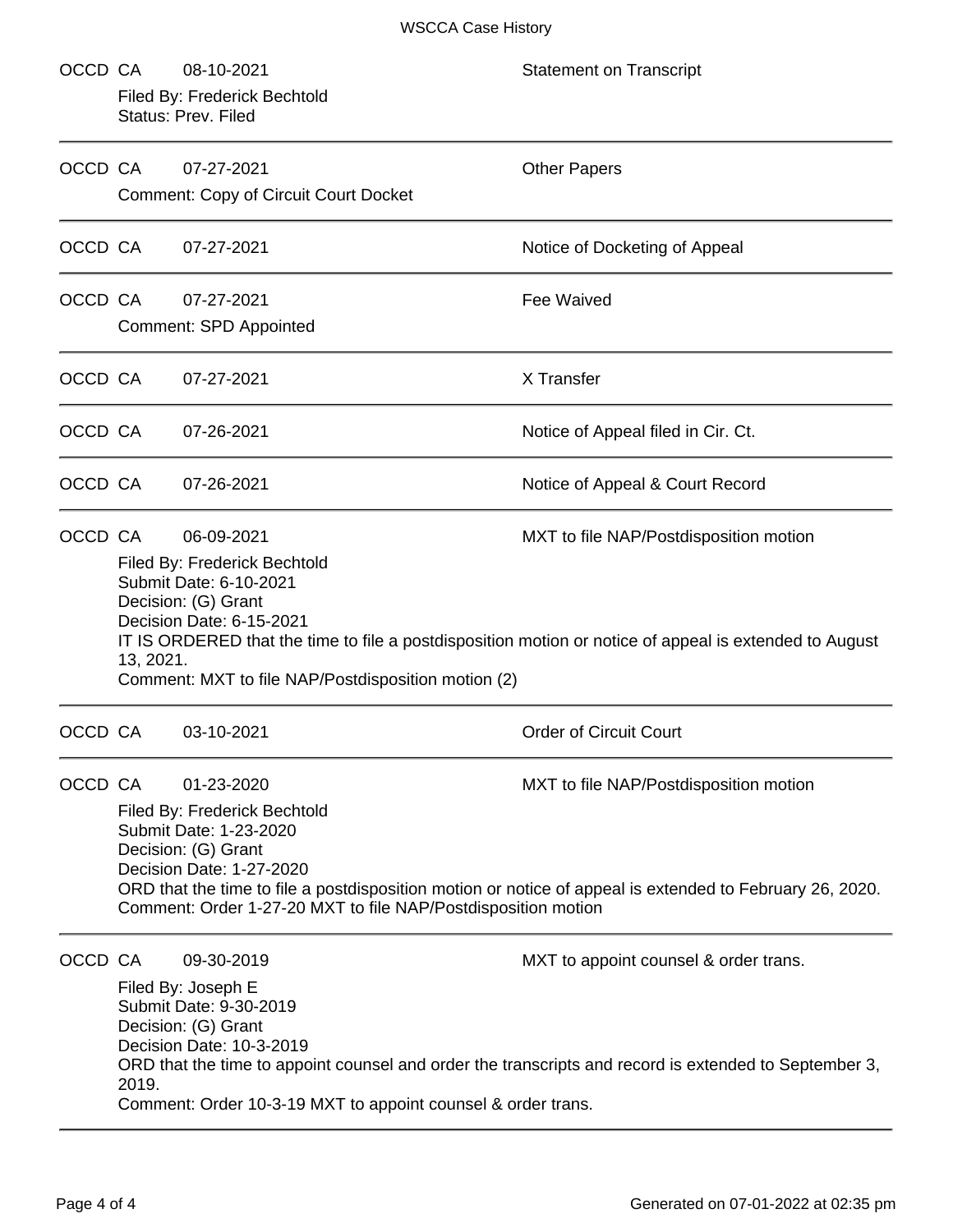OCCD CA 08-10-2021 Statement on Transcript

Filed By: Frederick Bechtold
Status: Prev. Filed

---

OCCD CA 07-27-2021 Other Papers

Comment: Copy of Circuit Court Docket

---

OCCD CA 07-27-2021 Notice of Docketing of Appeal

---

OCCD CA 07-27-2021 Fee Waived

Comment: SPD Appointed

---

OCCD CA 07-27-2021 X Transfer

---

OCCD CA 07-26-2021 Notice of Appeal filed in Cir. Ct.

---

OCCD CA 07-26-2021 Notice of Appeal & Court Record

---

OCCD CA 06-09-2021 MXT to file NAP/Postdisposition motion

Filed By: Frederick Bechtold
Submit Date: 6-10-2021
Decision: (G) Grant
Decision Date: 6-15-2021
IT IS ORDERED that the time to file a postdisposition motion or notice of appeal is extended to August 13, 2021.
Comment: MXT to file NAP/Postdisposition motion (2)

---

OCCD CA 03-10-2021 Order of Circuit Court

---

OCCD CA 01-23-2020 MXT to file NAP/Postdisposition motion

Filed By: Frederick Bechtold
Submit Date: 1-23-2020
Decision: (G) Grant
Decision Date: 1-27-2020
ORD that the time to file a postdisposition motion or notice of appeal is extended to February 26, 2020.
Comment: Order 1-27-20 MXT to file NAP/Postdisposition motion

---

OCCD CA 09-30-2019 MXT to appoint counsel & order trans.

Filed By: Joseph E
Submit Date: 9-30-2019
Decision: (G) Grant
Decision Date: 10-3-2019
ORD that the time to appoint counsel and order the transcripts and record is extended to September 3, 2019.
Comment: Order 10-3-19 MXT to appoint counsel & order trans.